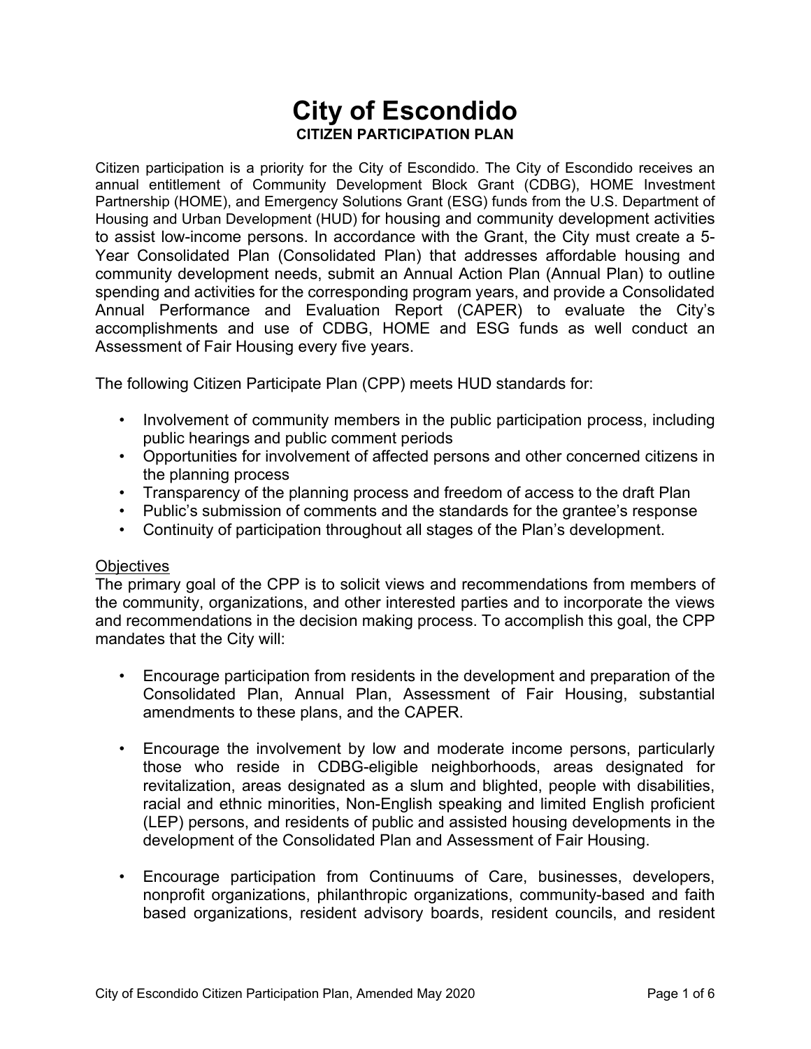# City of Escondido

## CITIZEN PARTICIPATION PLAN

Citizen participation is a priority for the City of Escondido. The City of Escondido receives an annual entitlement of Community Development Block Grant (CDBG), HOME Investment Partnership (HOME), and Emergency Solutions Grant (ESG) funds from the U.S. Department of Housing and Urban Development (HUD) for housing and community development activities to assist low-income persons. In accordance with the Grant, the City must create a 5-Year Consolidated Plan (Consolidated Plan) that addresses affordable housing and community development needs, submit an Annual Action Plan (Annual Plan) to outline spending and activities for the corresponding program years, and provide a Consolidated Annual Performance and Evaluation Report (CAPER) to evaluate the City's accomplishments and use of CDBG, HOME and ESG funds as well conduct an Assessment of Fair Housing every five years.

The following Citizen Participate Plan (CPP) meets HUD standards for:

- Involvement of community members in the public participation process, including public hearings and public comment periods
- Opportunities for involvement of affected persons and other concerned citizens in the planning process
- Transparency of the planning process and freedom of access to the draft Plan
- Public's submission of comments and the standards for the grantee's response
- Continuity of participation throughout all stages of the Plan's development.

<u>Objectives</u>

The primary goal of the CPP is to solicit views and recommendations from members of the community, organizations, and other interested parties and to incorporate the views and recommendations in the decision making process. To accomplish this goal, the CPP mandates that the City will:

- Encourage participation from residents in the development and preparation of the Consolidated Plan, Annual Plan, Assessment of Fair Housing, substantial amendments to these plans, and the CAPER.

- Encourage the involvement by low and moderate income persons, particularly those who reside in CDBG-eligible neighborhoods, areas designated for revitalization, areas designated as a slum and blighted, people with disabilities, racial and ethnic minorities, Non-English speaking and limited English proficient (LEP) persons, and residents of public and assisted housing developments in the development of the Consolidated Plan and Assessment of Fair Housing.

- Encourage participation from Continuums of Care, businesses, developers, nonprofit organizations, philanthropic organizations, community-based and faith based organizations, resident advisory boards, resident councils, and resident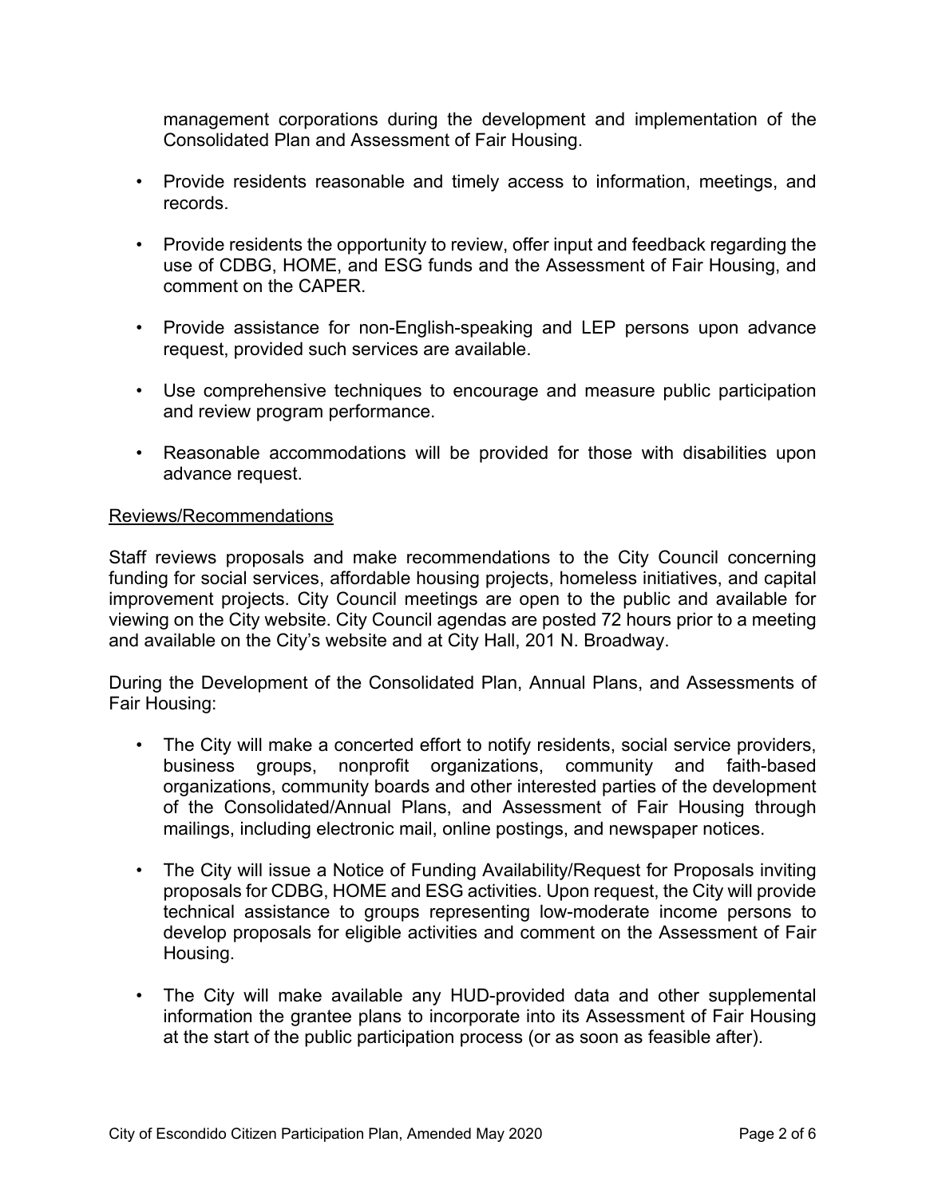management corporations during the development and implementation of the Consolidated Plan and Assessment of Fair Housing.

- Provide residents reasonable and timely access to information, meetings, and records.
- Provide residents the opportunity to review, offer input and feedback regarding the use of CDBG, HOME, and ESG funds and the Assessment of Fair Housing, and comment on the CAPER.
- Provide assistance for non-English-speaking and LEP persons upon advance request, provided such services are available.
- Use comprehensive techniques to encourage and measure public participation and review program performance.
- Reasonable accommodations will be provided for those with disabilities upon advance request.

Reviews/Recommendations

Staff reviews proposals and make recommendations to the City Council concerning funding for social services, affordable housing projects, homeless initiatives, and capital improvement projects. City Council meetings are open to the public and available for viewing on the City website. City Council agendas are posted 72 hours prior to a meeting and available on the City's website and at City Hall, 201 N. Broadway.

During the Development of the Consolidated Plan, Annual Plans, and Assessments of Fair Housing:

- The City will make a concerted effort to notify residents, social service providers, business groups, nonprofit organizations, community and faith-based organizations, community boards and other interested parties of the development of the Consolidated/Annual Plans, and Assessment of Fair Housing through mailings, including electronic mail, online postings, and newspaper notices.
- The City will issue a Notice of Funding Availability/Request for Proposals inviting proposals for CDBG, HOME and ESG activities. Upon request, the City will provide technical assistance to groups representing low-moderate income persons to develop proposals for eligible activities and comment on the Assessment of Fair Housing.
- The City will make available any HUD-provided data and other supplemental information the grantee plans to incorporate into its Assessment of Fair Housing at the start of the public participation process (or as soon as feasible after).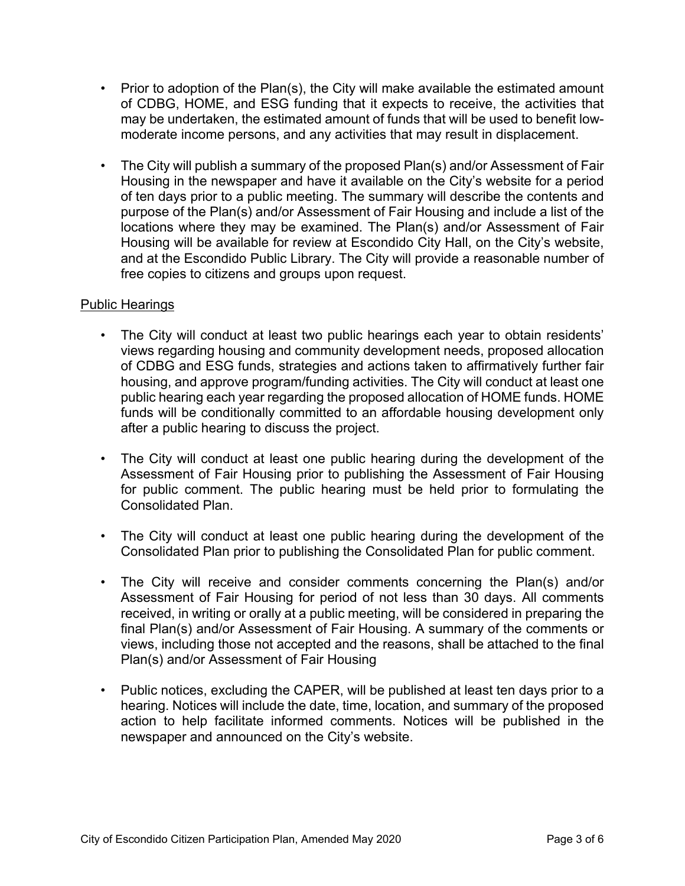- Prior to adoption of the Plan(s), the City will make available the estimated amount of CDBG, HOME, and ESG funding that it expects to receive, the activities that may be undertaken, the estimated amount of funds that will be used to benefit low-moderate income persons, and any activities that may result in displacement.

- The City will publish a summary of the proposed Plan(s) and/or Assessment of Fair Housing in the newspaper and have it available on the City's website for a period of ten days prior to a public meeting. The summary will describe the contents and purpose of the Plan(s) and/or Assessment of Fair Housing and include a list of the locations where they may be examined. The Plan(s) and/or Assessment of Fair Housing will be available for review at Escondido City Hall, on the City's website, and at the Escondido Public Library. The City will provide a reasonable number of free copies to citizens and groups upon request.

<u>Public Hearings</u>

- The City will conduct at least two public hearings each year to obtain residents' views regarding housing and community development needs, proposed allocation of CDBG and ESG funds, strategies and actions taken to affirmatively further fair housing, and approve program/funding activities. The City will conduct at least one public hearing each year regarding the proposed allocation of HOME funds. HOME funds will be conditionally committed to an affordable housing development only after a public hearing to discuss the project.

- The City will conduct at least one public hearing during the development of the Assessment of Fair Housing prior to publishing the Assessment of Fair Housing for public comment. The public hearing must be held prior to formulating the Consolidated Plan.

- The City will conduct at least one public hearing during the development of the Consolidated Plan prior to publishing the Consolidated Plan for public comment.

- The City will receive and consider comments concerning the Plan(s) and/or Assessment of Fair Housing for period of not less than 30 days. All comments received, in writing or orally at a public meeting, will be considered in preparing the final Plan(s) and/or Assessment of Fair Housing. A summary of the comments or views, including those not accepted and the reasons, shall be attached to the final Plan(s) and/or Assessment of Fair Housing

- Public notices, excluding the CAPER, will be published at least ten days prior to a hearing. Notices will include the date, time, location, and summary of the proposed action to help facilitate informed comments. Notices will be published in the newspaper and announced on the City's website.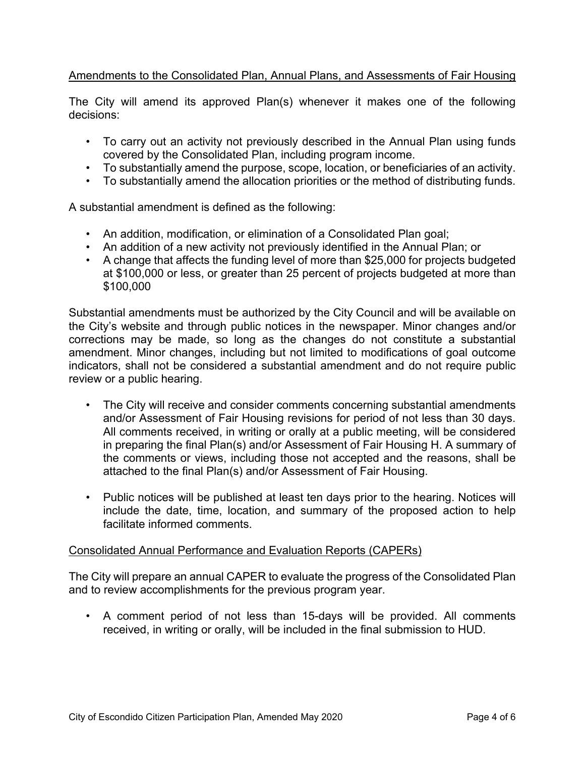## Amendments to the Consolidated Plan, Annual Plans, and Assessments of Fair Housing

The City will amend its approved Plan(s) whenever it makes one of the following decisions:

- To carry out an activity not previously described in the Annual Plan using funds covered by the Consolidated Plan, including program income.
- To substantially amend the purpose, scope, location, or beneficiaries of an activity.
- To substantially amend the allocation priorities or the method of distributing funds.

A substantial amendment is defined as the following:

- An addition, modification, or elimination of a Consolidated Plan goal;
- An addition of a new activity not previously identified in the Annual Plan; or
- A change that affects the funding level of more than $25,000 for projects budgeted at $100,000 or less, or greater than 25 percent of projects budgeted at more than $100,000

Substantial amendments must be authorized by the City Council and will be available on the City's website and through public notices in the newspaper. Minor changes and/or corrections may be made, so long as the changes do not constitute a substantial amendment. Minor changes, including but not limited to modifications of goal outcome indicators, shall not be considered a substantial amendment and do not require public review or a public hearing.

- The City will receive and consider comments concerning substantial amendments and/or Assessment of Fair Housing revisions for period of not less than 30 days. All comments received, in writing or orally at a public meeting, will be considered in preparing the final Plan(s) and/or Assessment of Fair Housing H. A summary of the comments or views, including those not accepted and the reasons, shall be attached to the final Plan(s) and/or Assessment of Fair Housing.

- Public notices will be published at least ten days prior to the hearing. Notices will include the date, time, location, and summary of the proposed action to help facilitate informed comments.

## Consolidated Annual Performance and Evaluation Reports (CAPERs)

The City will prepare an annual CAPER to evaluate the progress of the Consolidated Plan and to review accomplishments for the previous program year.

- A comment period of not less than 15-days will be provided. All comments received, in writing or orally, will be included in the final submission to HUD.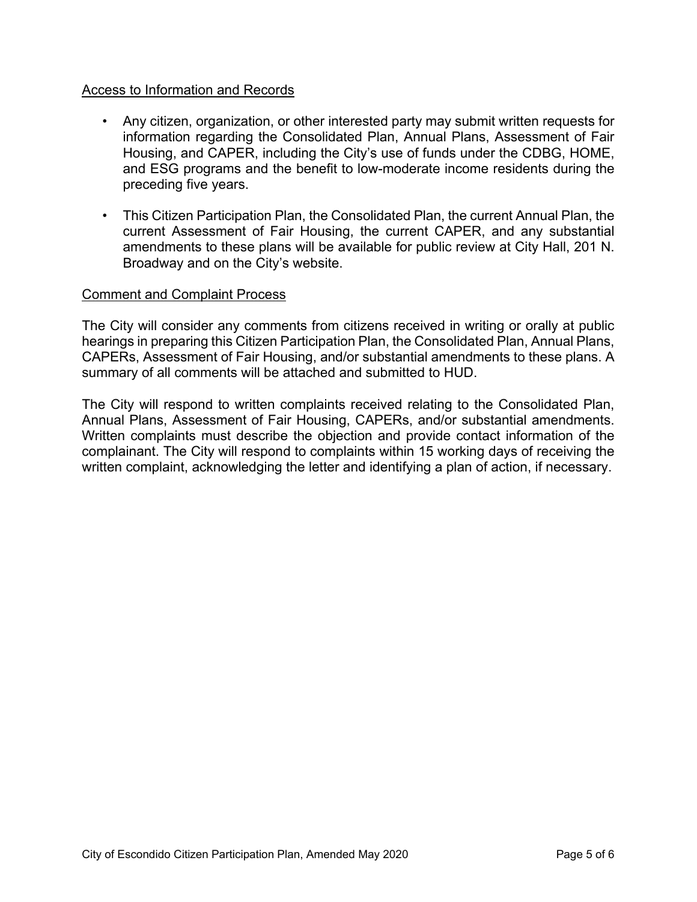### Access to Information and Records

- Any citizen, organization, or other interested party may submit written requests for information regarding the Consolidated Plan, Annual Plans, Assessment of Fair Housing, and CAPER, including the City's use of funds under the CDBG, HOME, and ESG programs and the benefit to low-moderate income residents during the preceding five years.
- This Citizen Participation Plan, the Consolidated Plan, the current Annual Plan, the current Assessment of Fair Housing, the current CAPER, and any substantial amendments to these plans will be available for public review at City Hall, 201 N. Broadway and on the City's website.

### Comment and Complaint Process

The City will consider any comments from citizens received in writing or orally at public hearings in preparing this Citizen Participation Plan, the Consolidated Plan, Annual Plans, CAPERs, Assessment of Fair Housing, and/or substantial amendments to these plans. A summary of all comments will be attached and submitted to HUD.

The City will respond to written complaints received relating to the Consolidated Plan, Annual Plans, Assessment of Fair Housing, CAPERs, and/or substantial amendments. Written complaints must describe the objection and provide contact information of the complainant. The City will respond to complaints within 15 working days of receiving the written complaint, acknowledging the letter and identifying a plan of action, if necessary.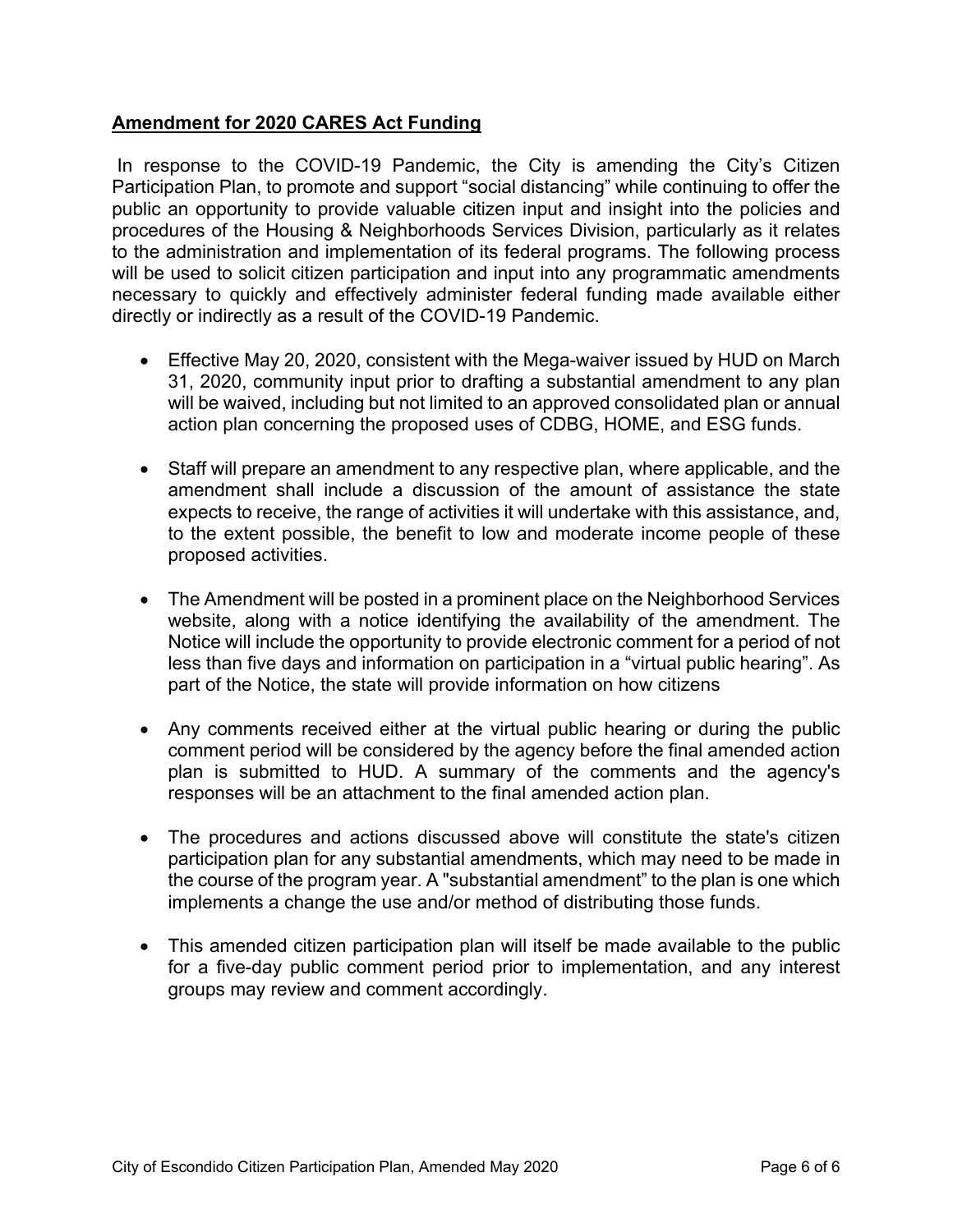**Amendment for 2020 CARES Act Funding**

In response to the COVID-19 Pandemic, the City is amending the City's Citizen Participation Plan, to promote and support "social distancing" while continuing to offer the public an opportunity to provide valuable citizen input and insight into the policies and procedures of the Housing & Neighborhoods Services Division, particularly as it relates to the administration and implementation of its federal programs. The following process will be used to solicit citizen participation and input into any programmatic amendments necessary to quickly and effectively administer federal funding made available either directly or indirectly as a result of the COVID-19 Pandemic.

- Effective May 20, 2020, consistent with the Mega-waiver issued by HUD on March 31, 2020, community input prior to drafting a substantial amendment to any plan will be waived, including but not limited to an approved consolidated plan or annual action plan concerning the proposed uses of CDBG, HOME, and ESG funds.

- Staff will prepare an amendment to any respective plan, where applicable, and the amendment shall include a discussion of the amount of assistance the state expects to receive, the range of activities it will undertake with this assistance, and, to the extent possible, the benefit to low and moderate income people of these proposed activities.

- The Amendment will be posted in a prominent place on the Neighborhood Services website, along with a notice identifying the availability of the amendment. The Notice will include the opportunity to provide electronic comment for a period of not less than five days and information on participation in a "virtual public hearing". As part of the Notice, the state will provide information on how citizens

- Any comments received either at the virtual public hearing or during the public comment period will be considered by the agency before the final amended action plan is submitted to HUD. A summary of the comments and the agency's responses will be an attachment to the final amended action plan.

- The procedures and actions discussed above will constitute the state's citizen participation plan for any substantial amendments, which may need to be made in the course of the program year. A "substantial amendment" to the plan is one which implements a change the use and/or method of distributing those funds.

- This amended citizen participation plan will itself be made available to the public for a five-day public comment period prior to implementation, and any interest groups may review and comment accordingly.